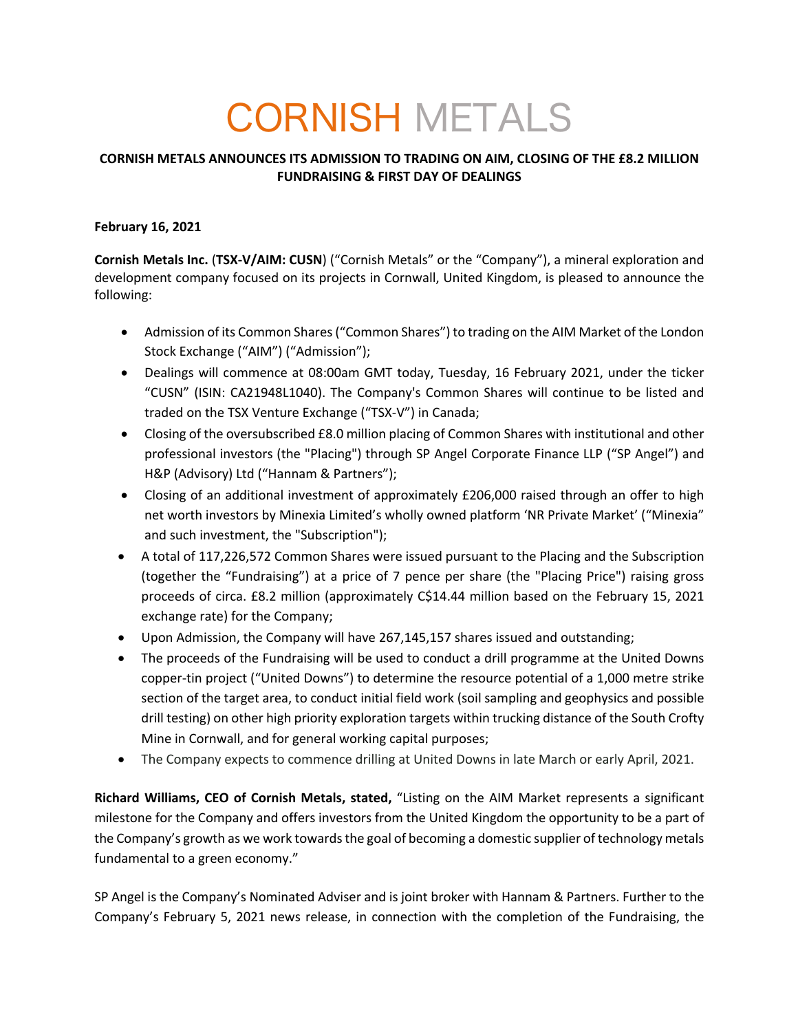# CORNISH METALS

**CORNISH METALS ANNOUNCES ITS ADMISSION TO TRADING ON AIM, CLOSING OF THE £8.2 MILLION FUNDRAISING & FIRST DAY OF DEALINGS**

**February 16, 2021**

**Cornish Metals Inc.** (**TSX-V/AIM: CUSN**) ("Cornish Metals" or the "Company"), a mineral exploration and development company focused on its projects in Cornwall, United Kingdom, is pleased to announce the following:

- Admission of its Common Shares ("Common Shares") to trading on the AIM Market of the London Stock Exchange ("AIM") ("Admission");
- Dealings will commence at 08:00am GMT today, Tuesday, 16 February 2021, under the ticker "CUSN" (ISIN: CA21948L1040). The Company's Common Shares will continue to be listed and traded on the TSX Venture Exchange ("TSX-V") in Canada;
- Closing of the oversubscribed £8.0 million placing of Common Shares with institutional and other professional investors (the "Placing") through SP Angel Corporate Finance LLP ("SP Angel") and H&P (Advisory) Ltd ("Hannam & Partners");
- Closing of an additional investment of approximately £206,000 raised through an offer to high net worth investors by Minexia Limited's wholly owned platform 'NR Private Market' ("Minexia" and such investment, the "Subscription");
- A total of 117,226,572 Common Shares were issued pursuant to the Placing and the Subscription (together the "Fundraising") at a price of 7 pence per share (the "Placing Price") raising gross proceeds of circa. £8.2 million (approximately C$14.44 million based on the February 15, 2021 exchange rate) for the Company;
- Upon Admission, the Company will have 267,145,157 shares issued and outstanding;
- The proceeds of the Fundraising will be used to conduct a drill programme at the United Downs copper-tin project ("United Downs") to determine the resource potential of a 1,000 metre strike section of the target area, to conduct initial field work (soil sampling and geophysics and possible drill testing) on other high priority exploration targets within trucking distance of the South Crofty Mine in Cornwall, and for general working capital purposes;
- The Company expects to commence drilling at United Downs in late March or early April, 2021.

**Richard Williams, CEO of Cornish Metals, stated,** "Listing on the AIM Market represents a significant milestone for the Company and offers investors from the United Kingdom the opportunity to be a part of the Company's growth as we work towards the goal of becoming a domestic supplier of technology metals fundamental to a green economy."

SP Angel is the Company's Nominated Adviser and is joint broker with Hannam & Partners. Further to the Company's February 5, 2021 news release, in connection with the completion of the Fundraising, the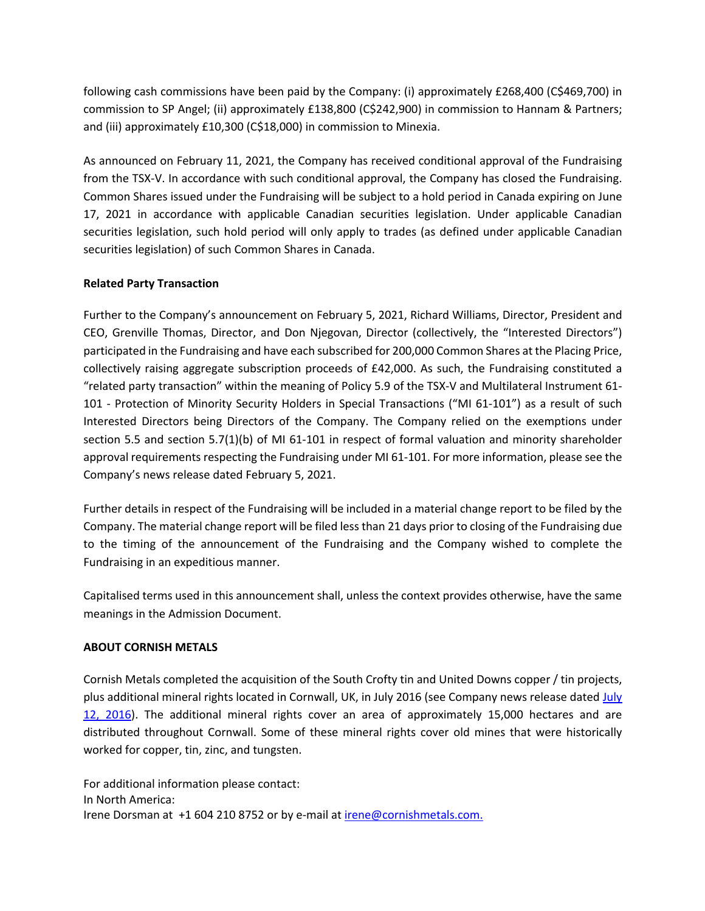following cash commissions have been paid by the Company: (i) approximately £268,400 (C$469,700) in commission to SP Angel; (ii) approximately £138,800 (C$242,900) in commission to Hannam & Partners; and (iii) approximately £10,300 (C$18,000) in commission to Minexia.

As announced on February 11, 2021, the Company has received conditional approval of the Fundraising from the TSX-V. In accordance with such conditional approval, the Company has closed the Fundraising. Common Shares issued under the Fundraising will be subject to a hold period in Canada expiring on June 17, 2021 in accordance with applicable Canadian securities legislation. Under applicable Canadian securities legislation, such hold period will only apply to trades (as defined under applicable Canadian securities legislation) of such Common Shares in Canada.

**Related Party Transaction**

Further to the Company's announcement on February 5, 2021, Richard Williams, Director, President and CEO, Grenville Thomas, Director, and Don Njegovan, Director (collectively, the "Interested Directors") participated in the Fundraising and have each subscribed for 200,000 Common Shares at the Placing Price, collectively raising aggregate subscription proceeds of £42,000. As such, the Fundraising constituted a "related party transaction" within the meaning of Policy 5.9 of the TSX-V and Multilateral Instrument 61-101 - Protection of Minority Security Holders in Special Transactions ("MI 61-101") as a result of such Interested Directors being Directors of the Company. The Company relied on the exemptions under section 5.5 and section 5.7(1)(b) of MI 61-101 in respect of formal valuation and minority shareholder approval requirements respecting the Fundraising under MI 61-101. For more information, please see the Company's news release dated February 5, 2021.

Further details in respect of the Fundraising will be included in a material change report to be filed by the Company. The material change report will be filed less than 21 days prior to closing of the Fundraising due to the timing of the announcement of the Fundraising and the Company wished to complete the Fundraising in an expeditious manner.

Capitalised terms used in this announcement shall, unless the context provides otherwise, have the same meanings in the Admission Document.

**ABOUT CORNISH METALS**

Cornish Metals completed the acquisition of the South Crofty tin and United Downs copper / tin projects, plus additional mineral rights located in Cornwall, UK, in July 2016 (see Company news release dated [July 12, 2016]). The additional mineral rights cover an area of approximately 15,000 hectares and are distributed throughout Cornwall. Some of these mineral rights cover old mines that were historically worked for copper, tin, zinc, and tungsten.

For additional information please contact:
In North America:
Irene Dorsman at +1 604 210 8752 or by e-mail at irene@cornishmetals.com.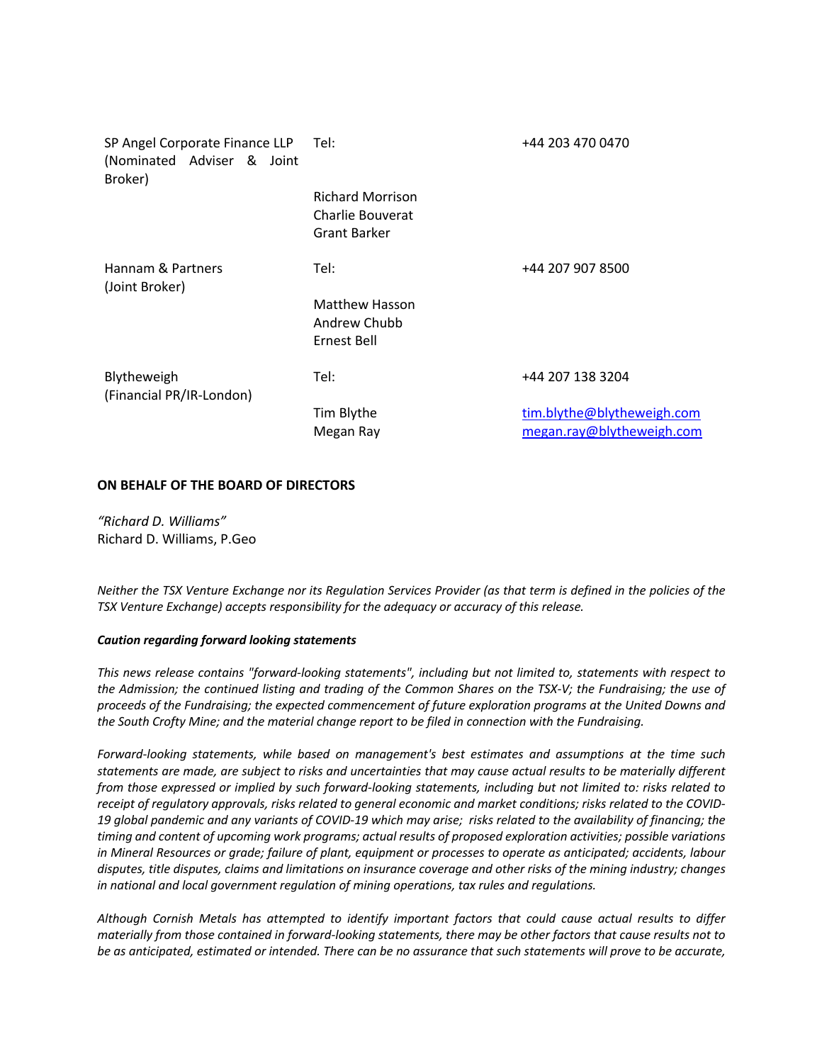| | | |
|---|---|---|
| SP Angel Corporate Finance LLP (Nominated Adviser & Joint Broker) | Tel: | +44 203 470 0470 |
| | Richard Morrison<br>Charlie Bouverat<br>Grant Barker | |
| Hannam & Partners (Joint Broker) | Tel: | +44 207 907 8500 |
| | Matthew Hasson<br>Andrew Chubb<br>Ernest Bell | |
| Blytheweigh (Financial PR/IR-London) | Tel: | +44 207 138 3204 |
| | Tim Blythe<br>Megan Ray | tim.blythe@blytheweigh.com<br>megan.ray@blytheweigh.com |

**ON BEHALF OF THE BOARD OF DIRECTORS**

*"Richard D. Williams"*
Richard D. Williams, P.Geo

*Neither the TSX Venture Exchange nor its Regulation Services Provider (as that term is defined in the policies of the TSX Venture Exchange) accepts responsibility for the adequacy or accuracy of this release.*

***Caution regarding forward looking statements***

*This news release contains "forward-looking statements", including but not limited to, statements with respect to the Admission; the continued listing and trading of the Common Shares on the TSX-V; the Fundraising; the use of proceeds of the Fundraising; the expected commencement of future exploration programs at the United Downs and the South Crofty Mine; and the material change report to be filed in connection with the Fundraising.*

*Forward-looking statements, while based on management's best estimates and assumptions at the time such statements are made, are subject to risks and uncertainties that may cause actual results to be materially different from those expressed or implied by such forward-looking statements, including but not limited to: risks related to receipt of regulatory approvals, risks related to general economic and market conditions; risks related to the COVID-19 global pandemic and any variants of COVID-19 which may arise; risks related to the availability of financing; the timing and content of upcoming work programs; actual results of proposed exploration activities; possible variations in Mineral Resources or grade; failure of plant, equipment or processes to operate as anticipated; accidents, labour disputes, title disputes, claims and limitations on insurance coverage and other risks of the mining industry; changes in national and local government regulation of mining operations, tax rules and regulations.*

*Although Cornish Metals has attempted to identify important factors that could cause actual results to differ materially from those contained in forward-looking statements, there may be other factors that cause results not to be as anticipated, estimated or intended. There can be no assurance that such statements will prove to be accurate,*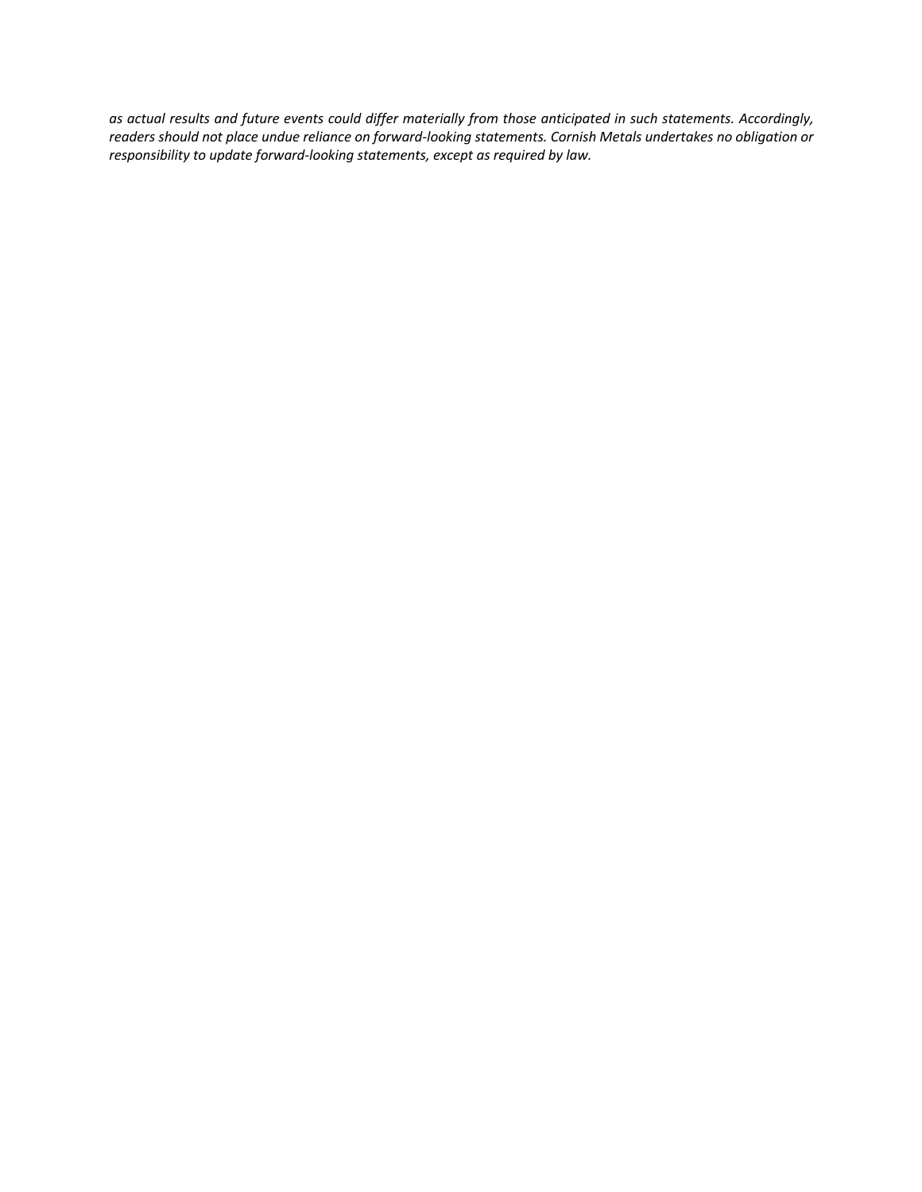*as actual results and future events could differ materially from those anticipated in such statements. Accordingly, readers should not place undue reliance on forward-looking statements. Cornish Metals undertakes no obligation or responsibility to update forward-looking statements, except as required by law.*